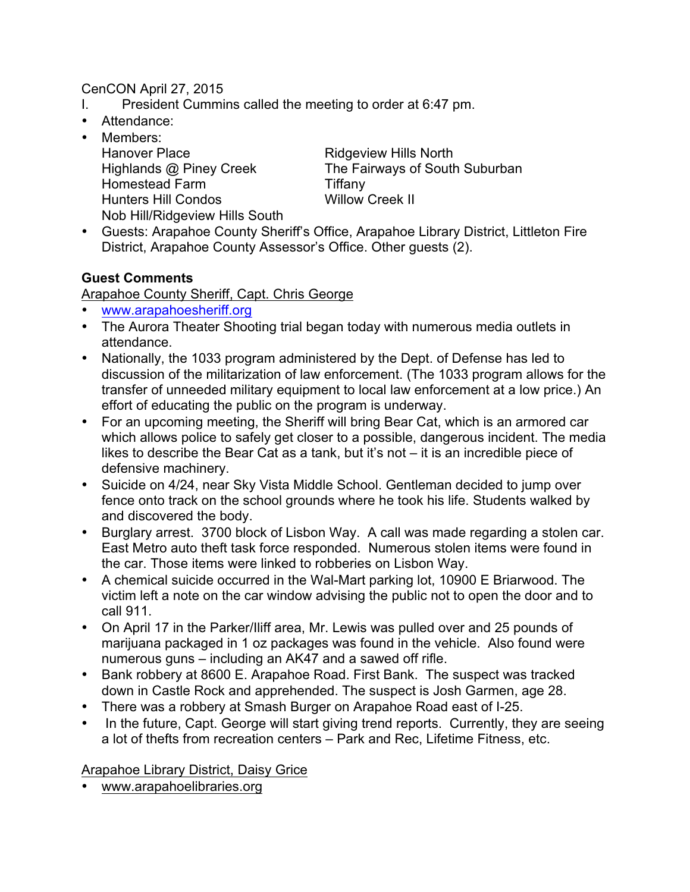CenCON April 27, 2015

I. President Cummins called the meeting to order at 6:47 pm.

- Attendance:
- Members:

Hanover Place
Highlands @ Piney Creek
Homestead Farm
Hunters Hill Condos
Nob Hill/Ridgeview Hills South
Ridgeview Hills North
The Fairways of South Suburban
Tiffany
Willow Creek II

- Guests: Arapahoe County Sheriff's Office, Arapahoe Library District, Littleton Fire District, Arapahoe County Assessor's Office. Other guests (2).

**Guest Comments**

Arapahoe County Sheriff, Capt. Chris George

- www.arapahoesheriff.org
- The Aurora Theater Shooting trial began today with numerous media outlets in attendance.
- Nationally, the 1033 program administered by the Dept. of Defense has led to discussion of the militarization of law enforcement. (The 1033 program allows for the transfer of unneeded military equipment to local law enforcement at a low price.) An effort of educating the public on the program is underway.
- For an upcoming meeting, the Sheriff will bring Bear Cat, which is an armored car which allows police to safely get closer to a possible, dangerous incident. The media likes to describe the Bear Cat as a tank, but it's not – it is an incredible piece of defensive machinery.
- Suicide on 4/24, near Sky Vista Middle School. Gentleman decided to jump over fence onto track on the school grounds where he took his life. Students walked by and discovered the body.
- Burglary arrest. 3700 block of Lisbon Way. A call was made regarding a stolen car. East Metro auto theft task force responded. Numerous stolen items were found in the car. Those items were linked to robberies on Lisbon Way.
- A chemical suicide occurred in the Wal-Mart parking lot, 10900 E Briarwood. The victim left a note on the car window advising the public not to open the door and to call 911.
- On April 17 in the Parker/Iliff area, Mr. Lewis was pulled over and 25 pounds of marijuana packaged in 1 oz packages was found in the vehicle. Also found were numerous guns – including an AK47 and a sawed off rifle.
- Bank robbery at 8600 E. Arapahoe Road. First Bank. The suspect was tracked down in Castle Rock and apprehended. The suspect is Josh Garmen, age 28.
- There was a robbery at Smash Burger on Arapahoe Road east of I-25.
- In the future, Capt. George will start giving trend reports. Currently, they are seeing a lot of thefts from recreation centers – Park and Rec, Lifetime Fitness, etc.

Arapahoe Library District, Daisy Grice

- www.arapahoelibraries.org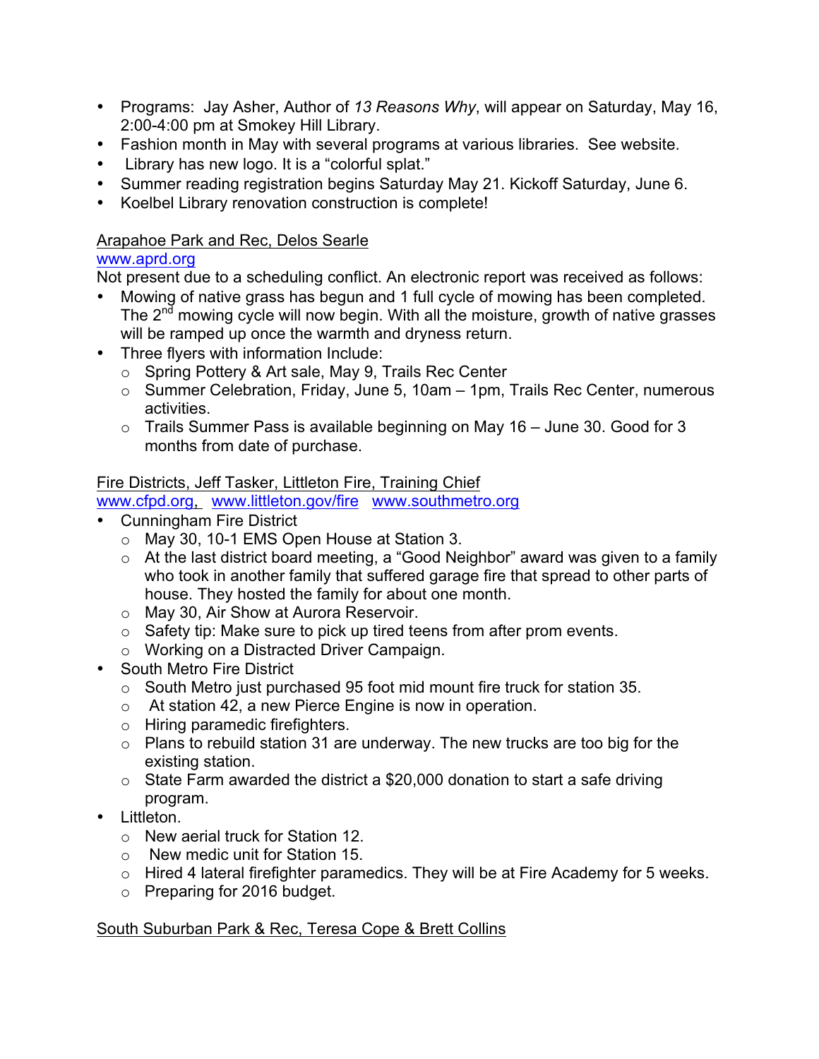- Programs: Jay Asher, Author of *13 Reasons Why*, will appear on Saturday, May 16, 2:00-4:00 pm at Smokey Hill Library.
- Fashion month in May with several programs at various libraries. See website.
- Library has new logo. It is a "colorful splat."
- Summer reading registration begins Saturday May 21. Kickoff Saturday, June 6.
- Koelbel Library renovation construction is complete!

<u>Arapahoe Park and Rec, Delos Searle</u>
www.aprd.org
Not present due to a scheduling conflict. An electronic report was received as follows:

- Mowing of native grass has begun and 1 full cycle of mowing has been completed. The 2nd mowing cycle will now begin. With all the moisture, growth of native grasses will be ramped up once the warmth and dryness return.
- Three flyers with information Include:
  - Spring Pottery & Art sale, May 9, Trails Rec Center
  - Summer Celebration, Friday, June 5, 10am – 1pm, Trails Rec Center, numerous activities.
  - Trails Summer Pass is available beginning on May 16 – June 30. Good for 3 months from date of purchase.

<u>Fire Districts, Jeff Tasker, Littleton Fire, Training Chief</u>
www.cfpd.org, www.littleton.gov/fire www.southmetro.org

- Cunningham Fire District
  - May 30, 10-1 EMS Open House at Station 3.
  - At the last district board meeting, a "Good Neighbor" award was given to a family who took in another family that suffered garage fire that spread to other parts of house. They hosted the family for about one month.
  - May 30, Air Show at Aurora Reservoir.
  - Safety tip: Make sure to pick up tired teens from after prom events.
  - Working on a Distracted Driver Campaign.
- South Metro Fire District
  - South Metro just purchased 95 foot mid mount fire truck for station 35.
  - At station 42, a new Pierce Engine is now in operation.
  - Hiring paramedic firefighters.
  - Plans to rebuild station 31 are underway. The new trucks are too big for the existing station.
  - State Farm awarded the district a $20,000 donation to start a safe driving program.
- Littleton.
  - New aerial truck for Station 12.
  - New medic unit for Station 15.
  - Hired 4 lateral firefighter paramedics. They will be at Fire Academy for 5 weeks.
  - Preparing for 2016 budget.

<u>South Suburban Park & Rec, Teresa Cope & Brett Collins</u>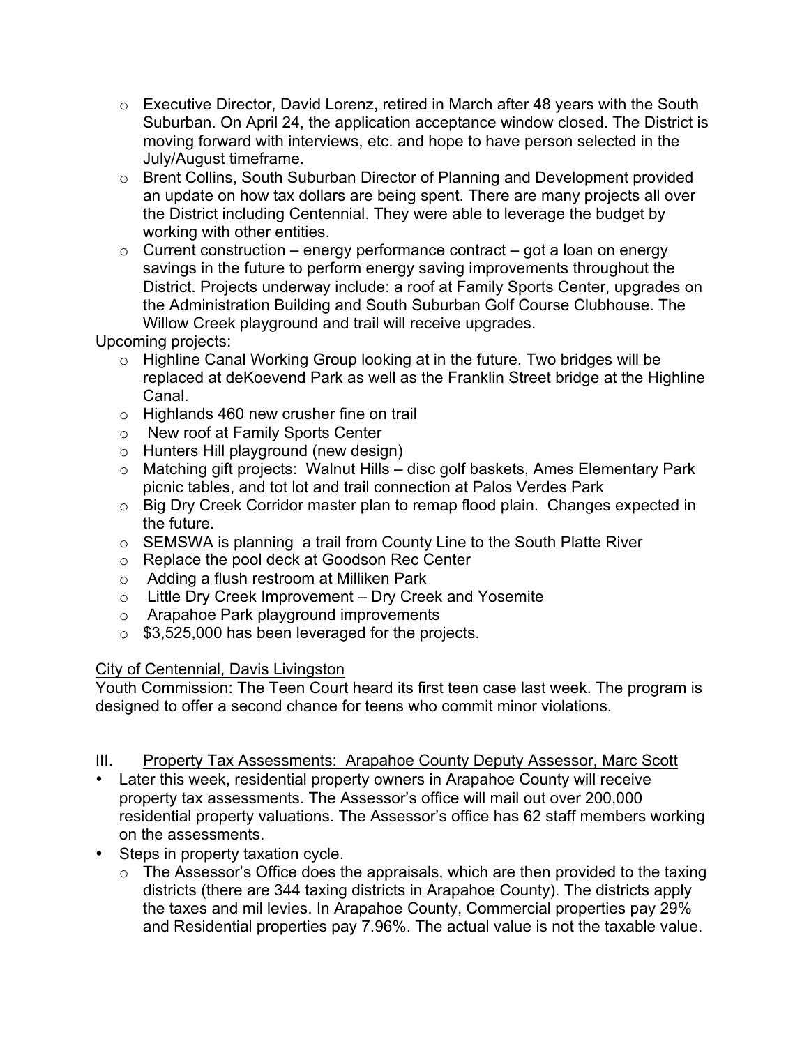- Executive Director, David Lorenz, retired in March after 48 years with the South Suburban. On April 24, the application acceptance window closed. The District is moving forward with interviews, etc. and hope to have person selected in the July/August timeframe.
- Brent Collins, South Suburban Director of Planning and Development provided an update on how tax dollars are being spent. There are many projects all over the District including Centennial. They were able to leverage the budget by working with other entities.
- Current construction – energy performance contract – got a loan on energy savings in the future to perform energy saving improvements throughout the District. Projects underway include: a roof at Family Sports Center, upgrades on the Administration Building and South Suburban Golf Course Clubhouse. The Willow Creek playground and trail will receive upgrades.

Upcoming projects:

- Highline Canal Working Group looking at in the future. Two bridges will be replaced at deKoevend Park as well as the Franklin Street bridge at the Highline Canal.
- Highlands 460 new crusher fine on trail
- New roof at Family Sports Center
- Hunters Hill playground (new design)
- Matching gift projects: Walnut Hills – disc golf baskets, Ames Elementary Park picnic tables, and tot lot and trail connection at Palos Verdes Park
- Big Dry Creek Corridor master plan to remap flood plain. Changes expected in the future.
- SEMSWA is planning a trail from County Line to the South Platte River
- Replace the pool deck at Goodson Rec Center
- Adding a flush restroom at Milliken Park
- Little Dry Creek Improvement – Dry Creek and Yosemite
- Arapahoe Park playground improvements
- $3,525,000 has been leveraged for the projects.

<u>City of Centennial, Davis Livingston</u>

Youth Commission: The Teen Court heard its first teen case last week. The program is designed to offer a second chance for teens who commit minor violations.

III. <u>Property Tax Assessments: Arapahoe County Deputy Assessor, Marc Scott</u>

- Later this week, residential property owners in Arapahoe County will receive property tax assessments. The Assessor's office will mail out over 200,000 residential property valuations. The Assessor's office has 62 staff members working on the assessments.
- Steps in property taxation cycle.
  - The Assessor's Office does the appraisals, which are then provided to the taxing districts (there are 344 taxing districts in Arapahoe County). The districts apply the taxes and mil levies. In Arapahoe County, Commercial properties pay 29% and Residential properties pay 7.96%. The actual value is not the taxable value.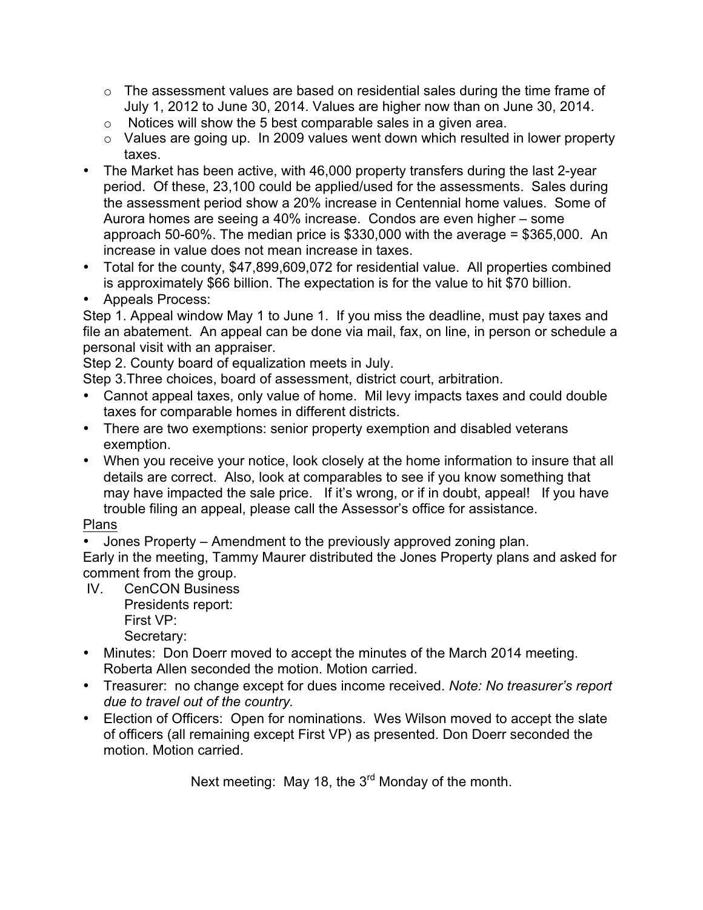- The assessment values are based on residential sales during the time frame of July 1, 2012 to June 30, 2014. Values are higher now than on June 30, 2014.
  - Notices will show the 5 best comparable sales in a given area.
  - Values are going up. In 2009 values went down which resulted in lower property taxes.
- The Market has been active, with 46,000 property transfers during the last 2-year period. Of these, 23,100 could be applied/used for the assessments. Sales during the assessment period show a 20% increase in Centennial home values. Some of Aurora homes are seeing a 40% increase. Condos are even higher – some approach 50-60%. The median price is $330,000 with the average = $365,000. An increase in value does not mean increase in taxes.
- Total for the county, $47,899,609,072 for residential value. All properties combined is approximately $66 billion. The expectation is for the value to hit $70 billion.
- Appeals Process:

Step 1. Appeal window May 1 to June 1. If you miss the deadline, must pay taxes and file an abatement. An appeal can be done via mail, fax, on line, in person or schedule a personal visit with an appraiser.

Step 2. County board of equalization meets in July.

Step 3.Three choices, board of assessment, district court, arbitration.

- Cannot appeal taxes, only value of home. Mil levy impacts taxes and could double taxes for comparable homes in different districts.
- There are two exemptions: senior property exemption and disabled veterans exemption.
- When you receive your notice, look closely at the home information to insure that all details are correct. Also, look at comparables to see if you know something that may have impacted the sale price. If it's wrong, or if in doubt, appeal! If you have trouble filing an appeal, please call the Assessor's office for assistance.

<u>Plans</u>

- Jones Property – Amendment to the previously approved zoning plan.

Early in the meeting, Tammy Maurer distributed the Jones Property plans and asked for comment from the group.

IV. CenCON Business

Presidents report:

First VP:

Secretary:

- Minutes: Don Doerr moved to accept the minutes of the March 2014 meeting. Roberta Allen seconded the motion. Motion carried.
- Treasurer: no change except for dues income received. *Note: No treasurer's report due to travel out of the country.*
- Election of Officers: Open for nominations. Wes Wilson moved to accept the slate of officers (all remaining except First VP) as presented. Don Doerr seconded the motion. Motion carried.

Next meeting: May 18, the 3rd Monday of the month.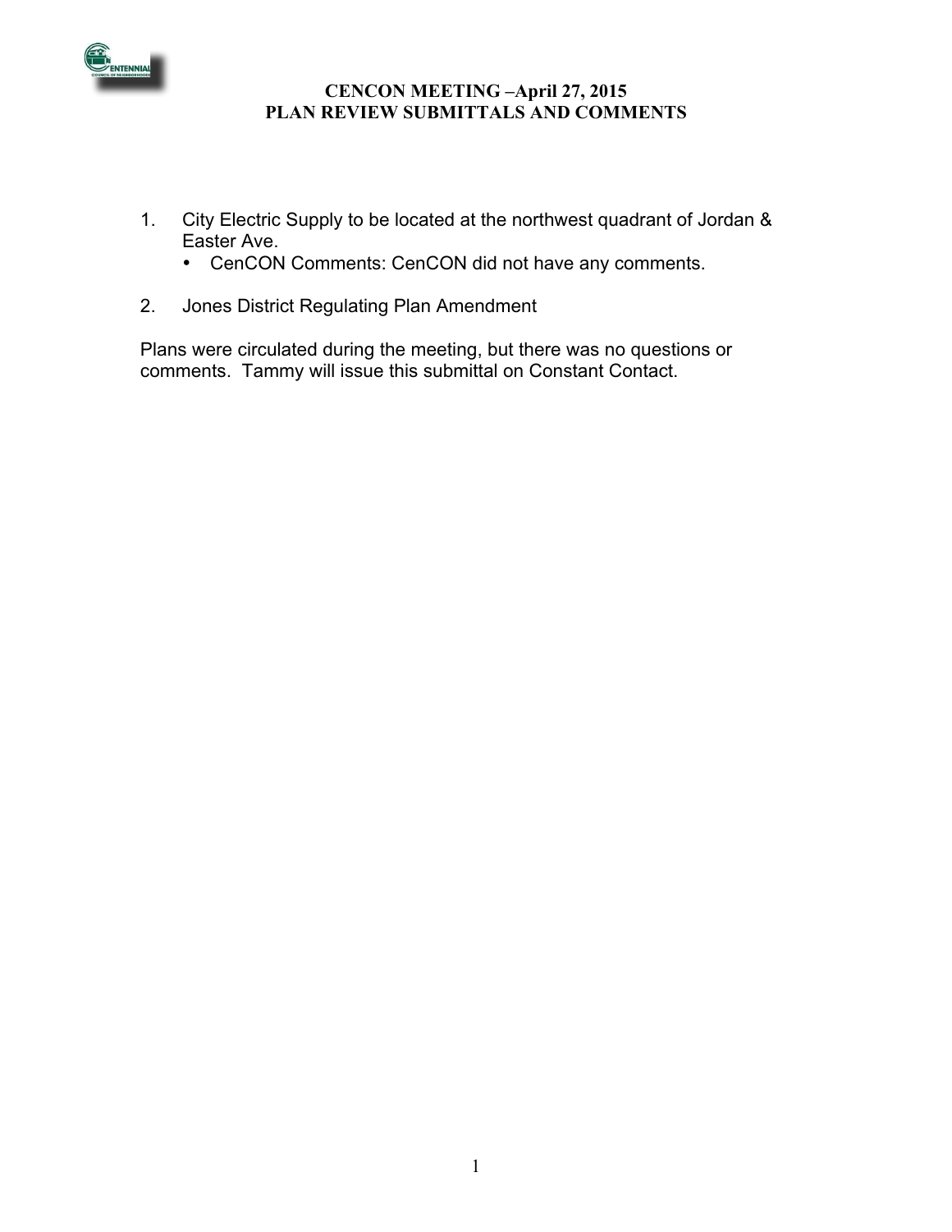## CENCON MEETING –April 27, 2015
## PLAN REVIEW SUBMITTALS AND COMMENTS

1. City Electric Supply to be located at the northwest quadrant of Jordan & Easter Ave.
   - CenCON Comments: CenCON did not have any comments.

2. Jones District Regulating Plan Amendment

Plans were circulated during the meeting, but there was no questions or comments. Tammy will issue this submittal on Constant Contact.